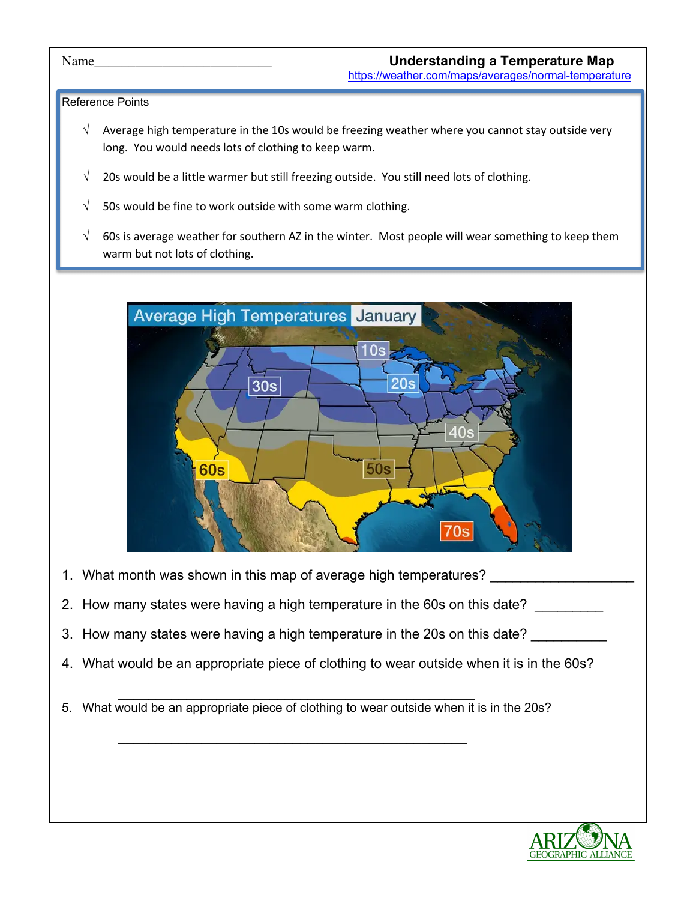Name___________________________

# Understanding a Temperature Map

https://weather.com/maps/averages/normal-temperature

Reference Points

- √ Average high temperature in the 10s would be freezing weather where you cannot stay outside very long. You would needs lots of clothing to keep warm.
- √ 20s would be a little warmer but still freezing outside. You still need lots of clothing.
- √ 50s would be fine to work outside with some warm clothing.
- √ 60s is average weather for southern AZ in the winter. Most people will wear something to keep them warm but not lots of clothing.

1. What month was shown in this map of average high temperatures? ___________________
2. How many states were having a high temperature in the 60s on this date? _________
3. How many states were having a high temperature in the 20s on this date? __________
4. What would be an appropriate piece of clothing to wear outside when it is in the 60s?

   ______________________________________________
5. What would be an appropriate piece of clothing to wear outside when it is in the 20s?

   ______________________________________________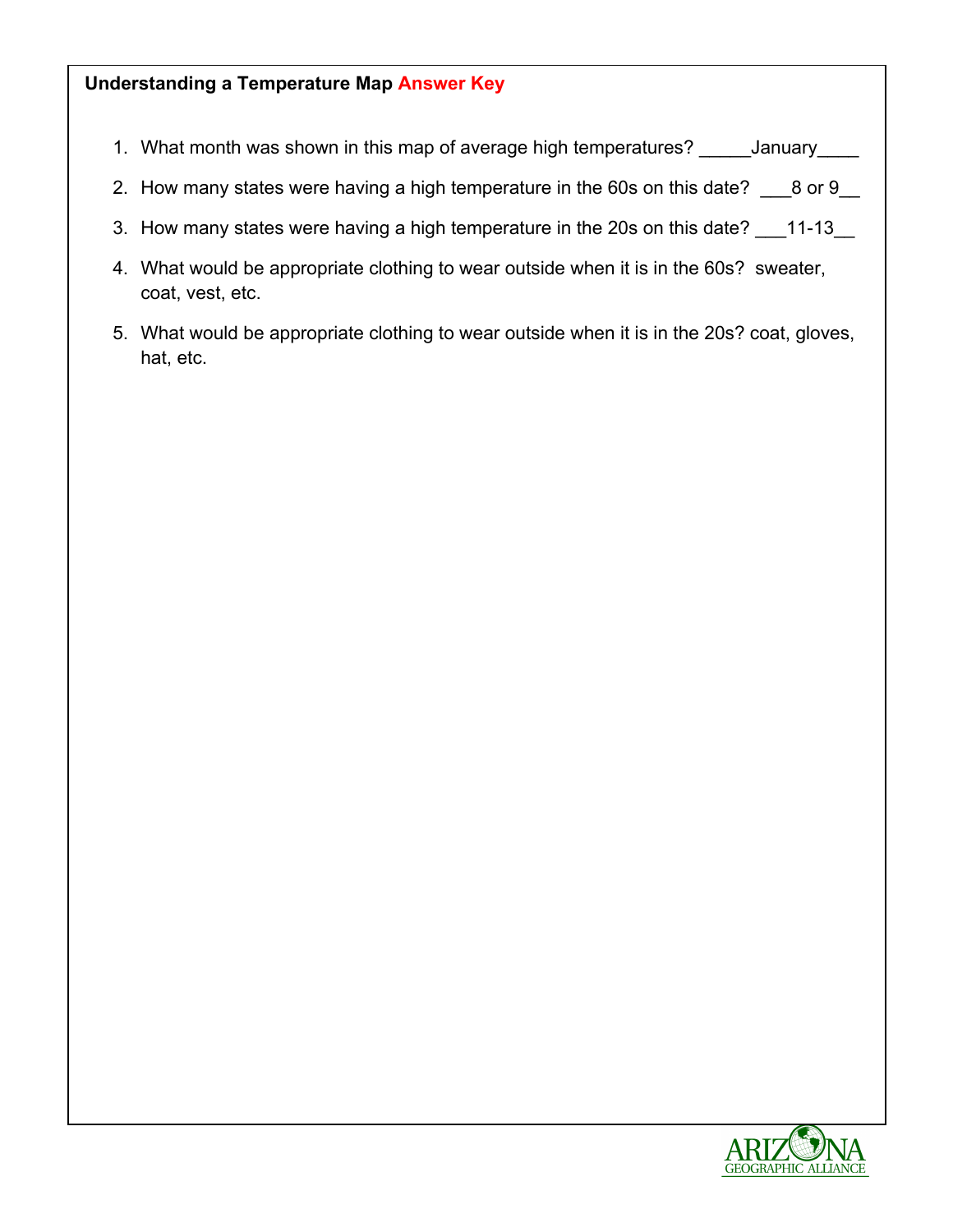**Understanding a Temperature Map Answer Key**

1. What month was shown in this map of average high temperatures? _____January____
2. How many states were having a high temperature in the 60s on this date? ___8 or 9__
3. How many states were having a high temperature in the 20s on this date? ___11-13__
4. What would be appropriate clothing to wear outside when it is in the 60s? sweater, coat, vest, etc.
5. What would be appropriate clothing to wear outside when it is in the 20s? coat, gloves, hat, etc.

ARIZONA GEOGRAPHIC ALLIANCE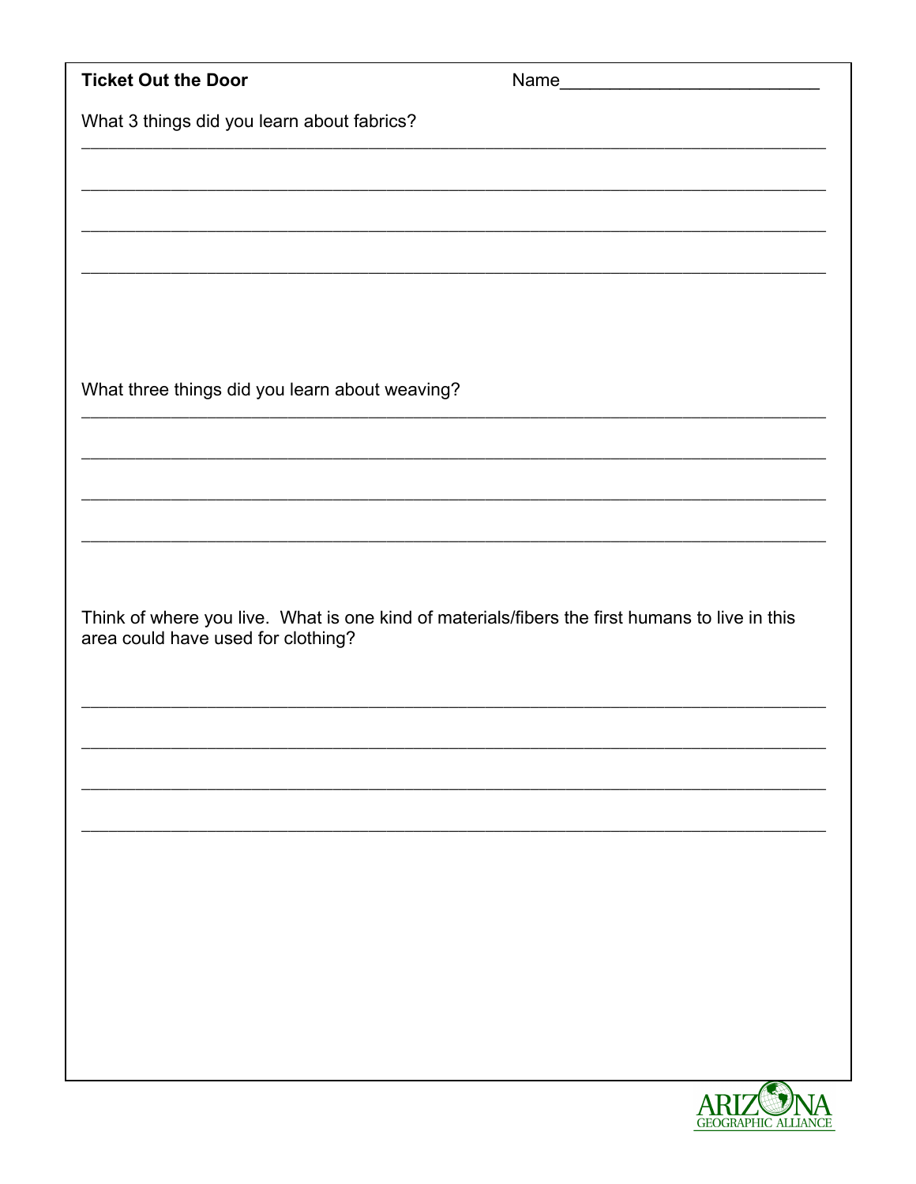**Ticket Out the Door** Name\_\_\_\_\_\_\_\_\_\_\_\_\_\_\_\_\_\_\_\_\_\_\_\_\_\_

What 3 things did you learn about fabrics?

\_\_\_\_\_\_\_\_\_\_\_\_\_\_\_\_\_\_\_\_\_\_\_\_\_\_\_\_\_\_\_\_\_\_\_\_\_\_\_\_\_\_\_\_\_\_\_\_\_\_\_\_\_\_\_\_\_\_\_\_\_\_\_\_\_\_\_\_\_\_\_\_\_\_

\_\_\_\_\_\_\_\_\_\_\_\_\_\_\_\_\_\_\_\_\_\_\_\_\_\_\_\_\_\_\_\_\_\_\_\_\_\_\_\_\_\_\_\_\_\_\_\_\_\_\_\_\_\_\_\_\_\_\_\_\_\_\_\_\_\_\_\_\_\_\_\_\_\_

\_\_\_\_\_\_\_\_\_\_\_\_\_\_\_\_\_\_\_\_\_\_\_\_\_\_\_\_\_\_\_\_\_\_\_\_\_\_\_\_\_\_\_\_\_\_\_\_\_\_\_\_\_\_\_\_\_\_\_\_\_\_\_\_\_\_\_\_\_\_\_\_\_\_

\_\_\_\_\_\_\_\_\_\_\_\_\_\_\_\_\_\_\_\_\_\_\_\_\_\_\_\_\_\_\_\_\_\_\_\_\_\_\_\_\_\_\_\_\_\_\_\_\_\_\_\_\_\_\_\_\_\_\_\_\_\_\_\_\_\_\_\_\_\_\_\_\_\_

What three things did you learn about weaving?

\_\_\_\_\_\_\_\_\_\_\_\_\_\_\_\_\_\_\_\_\_\_\_\_\_\_\_\_\_\_\_\_\_\_\_\_\_\_\_\_\_\_\_\_\_\_\_\_\_\_\_\_\_\_\_\_\_\_\_\_\_\_\_\_\_\_\_\_\_\_\_\_\_\_

\_\_\_\_\_\_\_\_\_\_\_\_\_\_\_\_\_\_\_\_\_\_\_\_\_\_\_\_\_\_\_\_\_\_\_\_\_\_\_\_\_\_\_\_\_\_\_\_\_\_\_\_\_\_\_\_\_\_\_\_\_\_\_\_\_\_\_\_\_\_\_\_\_\_

\_\_\_\_\_\_\_\_\_\_\_\_\_\_\_\_\_\_\_\_\_\_\_\_\_\_\_\_\_\_\_\_\_\_\_\_\_\_\_\_\_\_\_\_\_\_\_\_\_\_\_\_\_\_\_\_\_\_\_\_\_\_\_\_\_\_\_\_\_\_\_\_\_\_

\_\_\_\_\_\_\_\_\_\_\_\_\_\_\_\_\_\_\_\_\_\_\_\_\_\_\_\_\_\_\_\_\_\_\_\_\_\_\_\_\_\_\_\_\_\_\_\_\_\_\_\_\_\_\_\_\_\_\_\_\_\_\_\_\_\_\_\_\_\_\_\_\_\_

Think of where you live. What is one kind of materials/fibers the first humans to live in this area could have used for clothing?

\_\_\_\_\_\_\_\_\_\_\_\_\_\_\_\_\_\_\_\_\_\_\_\_\_\_\_\_\_\_\_\_\_\_\_\_\_\_\_\_\_\_\_\_\_\_\_\_\_\_\_\_\_\_\_\_\_\_\_\_\_\_\_\_\_\_\_\_\_\_\_\_\_\_

\_\_\_\_\_\_\_\_\_\_\_\_\_\_\_\_\_\_\_\_\_\_\_\_\_\_\_\_\_\_\_\_\_\_\_\_\_\_\_\_\_\_\_\_\_\_\_\_\_\_\_\_\_\_\_\_\_\_\_\_\_\_\_\_\_\_\_\_\_\_\_\_\_\_

\_\_\_\_\_\_\_\_\_\_\_\_\_\_\_\_\_\_\_\_\_\_\_\_\_\_\_\_\_\_\_\_\_\_\_\_\_\_\_\_\_\_\_\_\_\_\_\_\_\_\_\_\_\_\_\_\_\_\_\_\_\_\_\_\_\_\_\_\_\_\_\_\_\_

\_\_\_\_\_\_\_\_\_\_\_\_\_\_\_\_\_\_\_\_\_\_\_\_\_\_\_\_\_\_\_\_\_\_\_\_\_\_\_\_\_\_\_\_\_\_\_\_\_\_\_\_\_\_\_\_\_\_\_\_\_\_\_\_\_\_\_\_\_\_\_\_\_\_

ARIZONA GEOGRAPHIC ALLIANCE